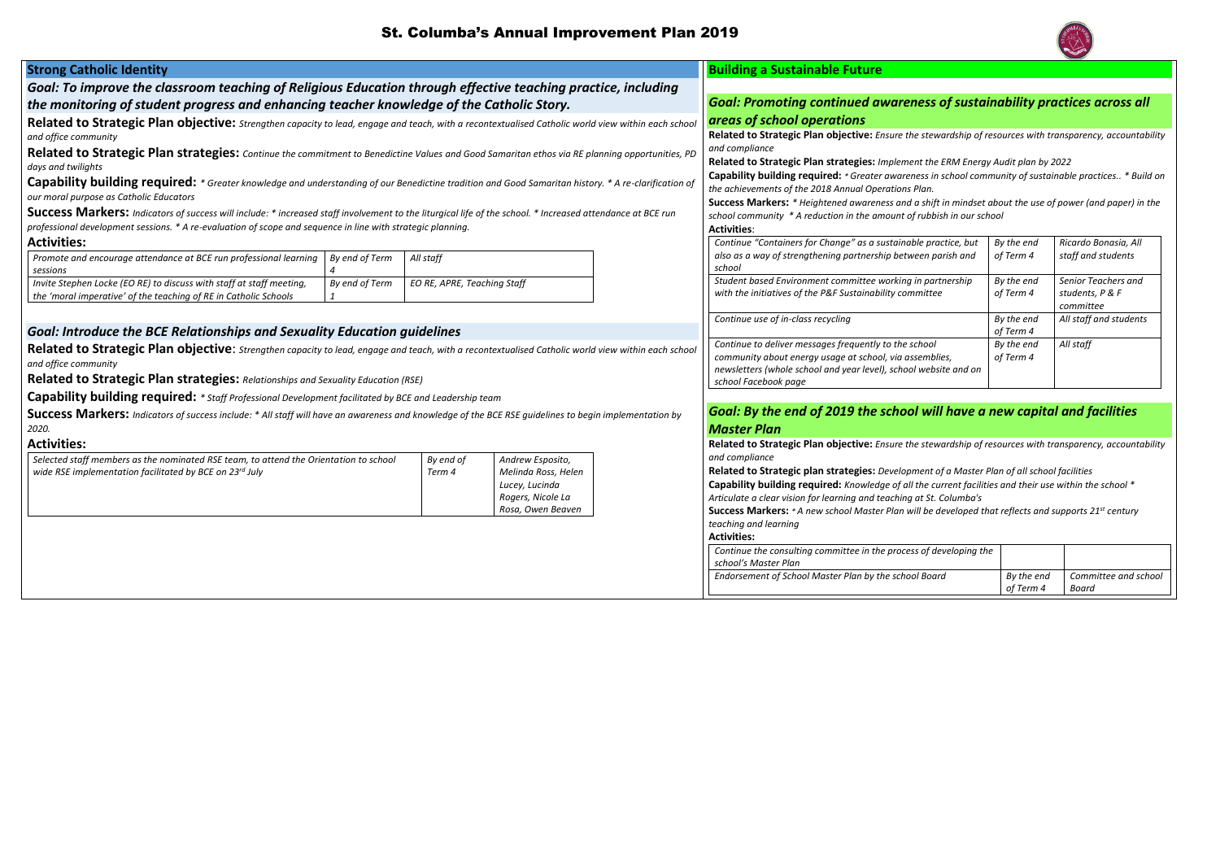# St. Columba's Annual Improvement Plan 2019

## Strong Catholic Identity

### Goal: To improve the classroom teaching of Religious Education through effective teaching practice, including the monitoring of student progress and enhancing teacher knowledge of the Catholic Story.

**Related to Strategic Plan objective:** *Strengthen capacity to lead, engage and teach, with a recontextualised Catholic world view within each school and office community*

**Related to Strategic Plan strategies:** *Continue the commitment to Benedictine Values and Good Samaritan ethos via RE planning opportunities, PD days and twilights*

**Capability building required:** *\* Greater knowledge and understanding of our Benedictine tradition and Good Samaritan history. \* A re-clarification of our moral purpose as Catholic Educators*

**Success Markers:** *Indicators of success will include: \* increased staff involvement to the liturgical life of the school. \* Increased attendance at BCE run professional development sessions. \* A re-evaluation of scope and sequence in line with strategic planning.*

**Activities:**

| | | |
|---|---|---|
| *Promote and encourage attendance at BCE run professional learning sessions* | *By end of Term 4* | *All staff* |
| *Invite Stephen Locke (EO RE) to discuss with staff at staff meeting, the 'moral imperative' of the teaching of RE in Catholic Schools* | *By end of Term 1* | *EO RE, APRE, Teaching Staff* |

### Goal: Introduce the BCE Relationships and Sexuality Education guidelines

**Related to Strategic Plan objective**: *Strengthen capacity to lead, engage and teach, with a recontextualised Catholic world view within each school and office community*

**Related to Strategic Plan strategies:** *Relationships and Sexuality Education (RSE)*

**Capability building required:** *\* Staff Professional Development facilitated by BCE and Leadership team*

**Success Markers:** *Indicators of success include: \* All staff will have an awareness and knowledge of the BCE RSE guidelines to begin implementation by 2020.*

**Activities:**

| | | |
|---|---|---|
| *Selected staff members as the nominated RSE team, to attend the Orientation to school wide RSE implementation facilitated by BCE on 23rd July* | *By end of Term 4* | *Andrew Esposito, Melinda Ross, Helen Lucey, Lucinda Rogers, Nicole La Rosa, Owen Beaven* |

## Building a Sustainable Future

### Goal: Promoting continued awareness of sustainability practices across all areas of school operations

**Related to Strategic Plan objective:** *Ensure the stewardship of resources with transparency, accountability and compliance*

**Related to Strategic Plan strategies:** *Implement the ERM Energy Audit plan by 2022*

**Capability building required:** *\* Greater awareness in school community of sustainable practices.. \* Build on the achievements of the 2018 Annual Operations Plan.*

**Success Markers:** *\* Heightened awareness and a shift in mindset about the use of power (and paper) in the school community \* A reduction in the amount of rubbish in our school*

**Activities**:

| | | |
|---|---|---|
| *Continue "Containers for Change" as a sustainable practice, but also as a way of strengthening partnership between parish and school* | *By the end of Term 4* | *Ricardo Bonasia, All staff and students* |
| *Student based Environment committee working in partnership with the initiatives of the P&F Sustainability committee* | *By the end of Term 4* | *Senior Teachers and students, P & F committee* |
| *Continue use of in-class recycling* | *By the end of Term 4* | *All staff and students* |
| *Continue to deliver messages frequently to the school community about energy usage at school, via assemblies, newsletters (whole school and year level), school website and on school Facebook page* | *By the end of Term 4* | *All staff* |

### Goal: By the end of 2019 the school will have a new capital and facilities Master Plan

**Related to Strategic Plan objective:** *Ensure the stewardship of resources with transparency, accountability and compliance*

**Related to Strategic plan strategies:** *Development of a Master Plan of all school facilities*

**Capability building required:** *Knowledge of all the current facilities and their use within the school \* Articulate a clear vision for learning and teaching at St. Columba's*

**Success Markers:** *\* A new school Master Plan will be developed that reflects and supports 21st century teaching and learning*

**Activities:**

| | | |
|---|---|---|
| *Continue the consulting committee in the process of developing the school's Master Plan* | | |
| *Endorsement of School Master Plan by the school Board* | *By the end of Term 4* | *Committee and school Board* |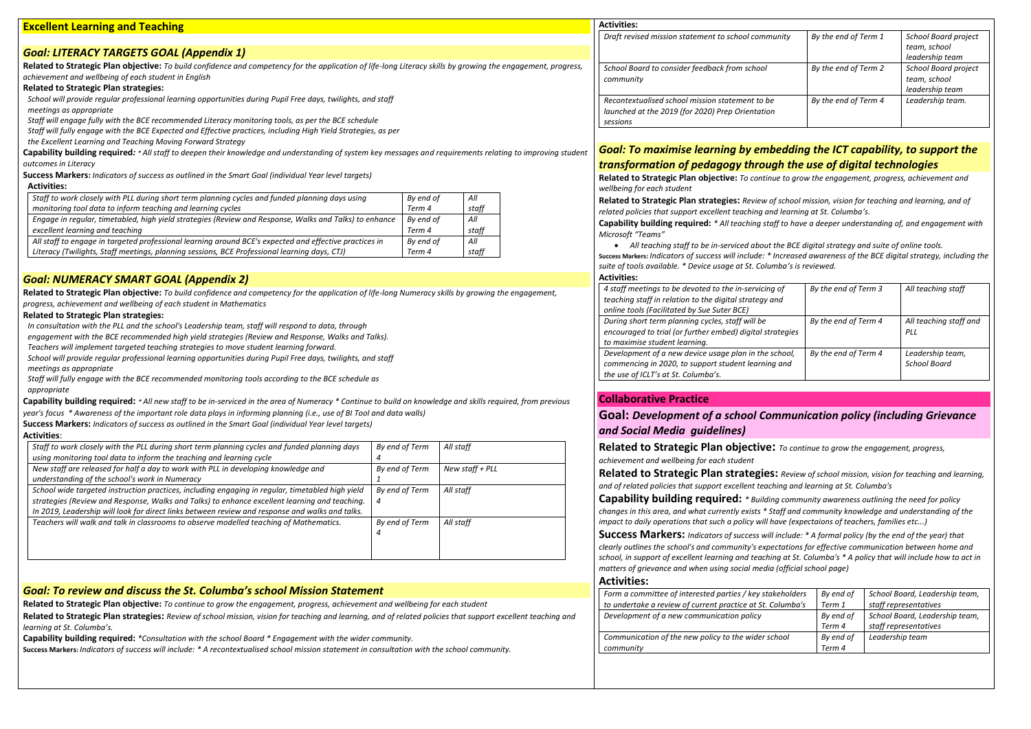## Excellent Learning and Teaching

### *Goal: LITERACY TARGETS GOAL (Appendix 1)*

**Related to Strategic Plan objective:** *To build confidence and competency for the application of life-long Literacy skills by growing the engagement, progress, achievement and wellbeing of each student in English*

**Related to Strategic Plan strategies:**

*School will provide regular professional learning opportunities during Pupil Free days, twilights, and staff meetings as appropriate*
*Staff will engage fully with the BCE recommended Literacy monitoring tools, as per the BCE schedule*
*Staff will fully engage with the BCE Expected and Effective practices, including High Yield Strategies, as per the Excellent Learning and Teaching Moving Forward Strategy*

**Capability building required:** *\* All staff to deepen their knowledge and understanding of system key messages and requirements relating to improving student outcomes in Literacy*

**Success Markers:** *Indicators of success as outlined in the Smart Goal (individual Year level targets)*

**Activities:**

| | | |
|---|---|---|
| *Staff to work closely with PLL during short term planning cycles and funded planning days using monitoring tool data to inform teaching and learning cycles* | *By end of Term 4* | *All staff* |
| *Engage in regular, timetabled, high yield strategies (Review and Response, Walks and Talks) to enhance excellent learning and teaching* | *By end of Term 4* | *All staff* |
| *All staff to engage in targeted professional learning around BCE's expected and effective practices in Literacy (Twilights, Staff meetings, planning sessions, BCE Professional learning days, CTJ)* | *By end of Term 4* | *All staff* |

### *Goal: NUMERACY SMART GOAL (Appendix 2)*

**Related to Strategic Plan objective:** *To build confidence and competency for the application of life-long Numeracy skills by growing the engagement, progress, achievement and wellbeing of each student in Mathematics*

**Related to Strategic Plan strategies:**

*In consultation with the PLL and the school's Leadership team, staff will respond to data, through engagement with the BCE recommended high yield strategies (Review and Response, Walks and Talks).*
*Teachers will implement targeted teaching strategies to move student learning forward.*
*School will provide regular professional learning opportunities during Pupil Free days, twilights, and staff meetings as appropriate*
*Staff will fully engage with the BCE recommended monitoring tools according to the BCE schedule as appropriate*

**Capability building required:** *\* All new staff to be in-serviced in the area of Numeracy \* Continue to build on knowledge and skills required, from previous year's focus \* Awareness of the important role data plays in informing planning (i.e., use of BI Tool and data walls)*

**Success Markers:** *Indicators of success as outlined in the Smart Goal (individual Year level targets)*

**Activities**:

| | | |
|---|---|---|
| *Staff to work closely with the PLL during short term planning cycles and funded planning days using monitoring tool data to inform the teaching and learning cycle* | *By end of Term 4* | *All staff* |
| *New staff are released for half a day to work with PLL in developing knowledge and understanding of the school's work in Numeracy* | *By end of Term 1* | *New staff + PLL* |
| *School wide targeted instruction practices, including engaging in regular, timetabled high yield strategies (Review and Response, Walks and Talks) to enhance excellent learning and teaching. In 2019, Leadership will look for direct links between review and response and walks and talks.* | *By end of Term 4* | *All staff* |
| *Teachers will walk and talk in classrooms to observe modelled teaching of Mathematics.* | *By end of Term 4* | *All staff* |

### *Goal: To review and discuss the St. Columba's school Mission Statement*

**Related to Strategic Plan objective:** *To continue to grow the engagement, progress, achievement and wellbeing for each student*

**Related to Strategic Plan strategies:** *Review of school mission, vision for teaching and learning, and of related policies that support excellent teaching and learning at St. Columba's.*

**Capability building required:** *\*Consultation with the school Board \* Engagement with the wider community.*

**Success Markers:** *Indicators of success will include: \* A recontextualised school mission statement in consultation with the school community.*

**Activities:**

| | | |
|---|---|---|
| *Draft revised mission statement to school community* | *By the end of Term 1* | *School Board project team, school leadership team* |
| *School Board to consider feedback from school community* | *By the end of Term 2* | *School Board project team, school leadership team* |
| *Recontextualised school mission statement to be launched at the 2019 (for 2020) Prep Orientation sessions* | *By the end of Term 4* | *Leadership team.* |

### *Goal: To maximise learning by embedding the ICT capability, to support the transformation of pedagogy through the use of digital technologies*

**Related to Strategic Plan objective:** *To continue to grow the engagement, progress, achievement and wellbeing for each student*

**Related to Strategic Plan strategies:** *Review of school mission, vision for teaching and learning, and of related policies that support excellent teaching and learning at St. Columba's.*

**Capability building required:** *\* All teaching staff to have a deeper understanding of, and engagement with Microsoft "Teams"*

- *All teaching staff to be in-serviced about the BCE digital strategy and suite of online tools.*

**Success Markers:** *Indicators of success will include: \* Increased awareness of the BCE digital strategy, including the suite of tools available. \* Device usage at St. Columba's is reviewed.*

**Activities:**

| | | |
|---|---|---|
| *4 staff meetings to be devoted to the in-servicing of teaching staff in relation to the digital strategy and online tools (Facilitated by Sue Suter BCE)* | *By the end of Term 3* | *All teaching staff* |
| *During short term planning cycles, staff will be encouraged to trial (or further embed) digital strategies to maximise student learning.* | *By the end of Term 4* | *All teaching staff and PLL* |
| *Development of a new device usage plan in the school, commencing in 2020, to support student learning and the use of ICLT's at St. Columba's.* | *By the end of Term 4* | *Leadership team, School Board* |

## Collaborative Practice

### Goal: *Development of a school Communication policy (including Grievance and Social Media guidelines)*

**Related to Strategic Plan objective:** *To continue to grow the engagement, progress, achievement and wellbeing for each student*

**Related to Strategic Plan strategies:** *Review of school mission, vision for teaching and learning, and of related policies that support excellent teaching and learning at St. Columba's*

**Capability building required:** *\* Building community awareness outlining the need for policy changes in this area, and what currently exists \* Staff and community knowledge and understanding of the impact to daily operations that such a policy will have (expectaions of teachers, families etc...)*

**Success Markers:** *Indicators of success will include: \* A formal policy (by the end of the year) that clearly outlines the school's and community's expectations for effective communication between home and school, in support of excellent learning and teaching at St. Columba's \* A policy that will include how to act in matters of grievance and when using social media (official school page)*

**Activities:**

| | | |
|---|---|---|
| *Form a committee of interested parties / key stakeholders to undertake a review of current practice at St. Columba's* | *By end of Term 1* | *School Board, Leadership team, staff representatives* |
| *Development of a new communication policy* | *By end of Term 4* | *School Board, Leadership team, staff representatives* |
| *Communication of the new policy to the wider school community* | *By end of Term 4* | *Leadership team* |